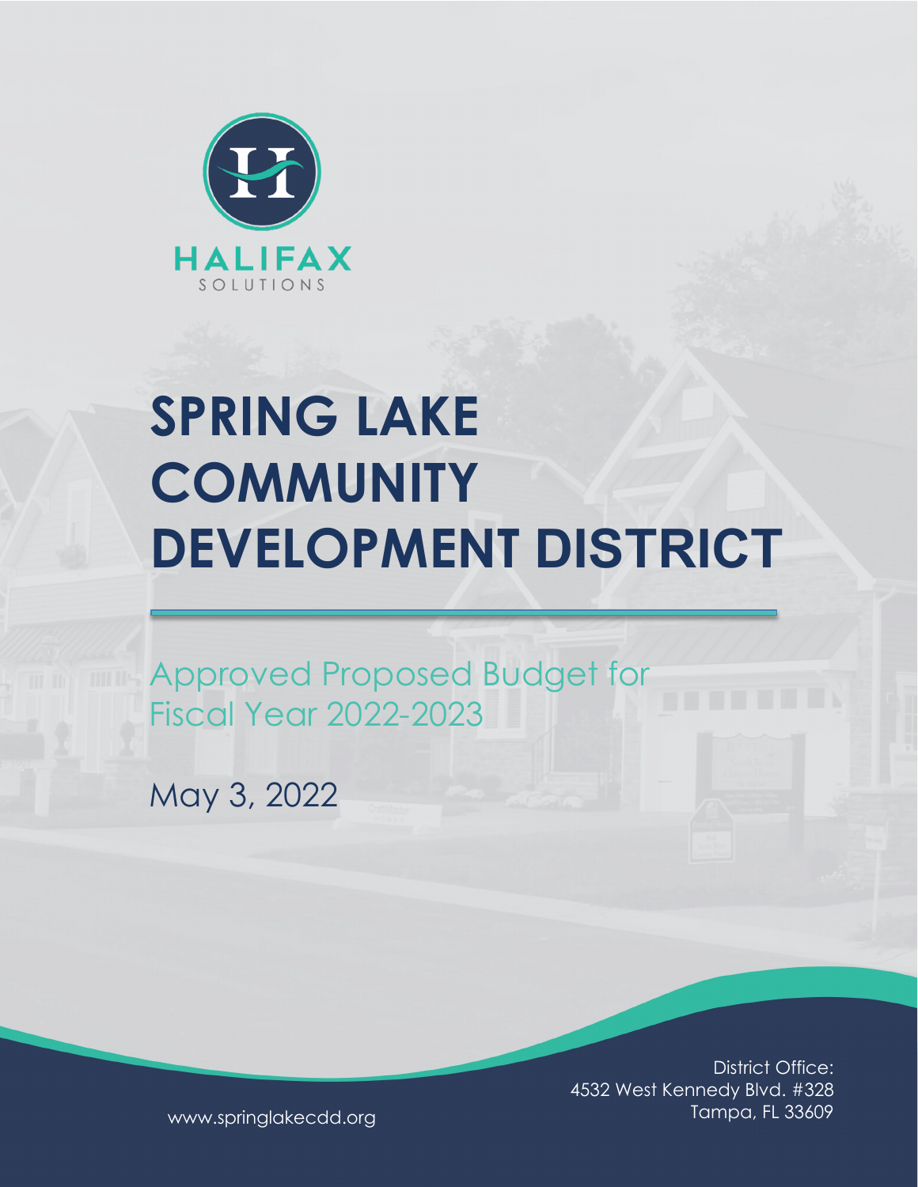HALIFAX

SOLUTIONS

# SPRING LAKE COMMUNITY DEVELOPMENT DISTRICT

Approved Proposed Budget for Fiscal Year 2022-2023

May 3, 2022

District Office:
4532 West Kennedy Blvd. #328
Tampa, FL 33609

www.springlakecdd.org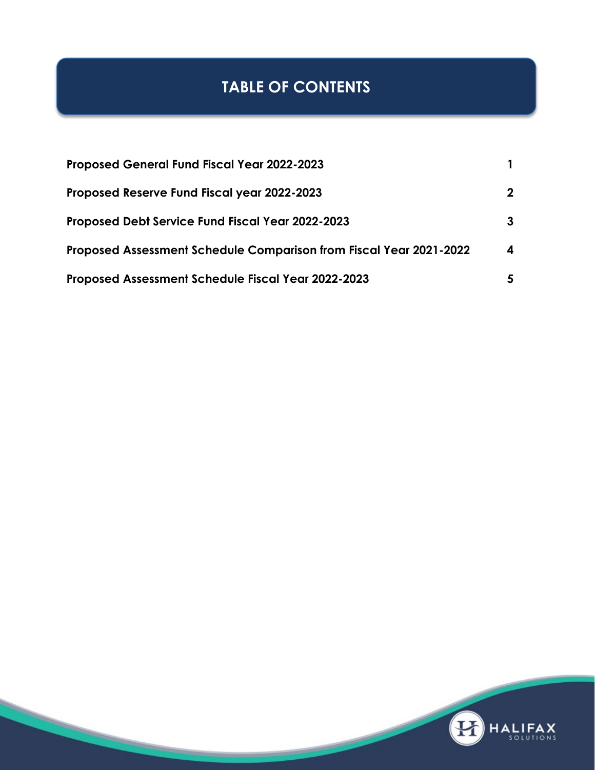# TABLE OF CONTENTS

| | |
|---|---|
| **Proposed General Fund Fiscal Year 2022-2023** | **1** |
| **Proposed Reserve Fund Fiscal year 2022-2023** | **2** |
| **Proposed Debt Service Fund Fiscal Year 2022-2023** | **3** |
| **Proposed Assessment Schedule Comparison from Fiscal Year 2021-2022** | **4** |
| **Proposed Assessment Schedule Fiscal Year 2022-2023** | **5** |

HALIFAX SOLUTIONS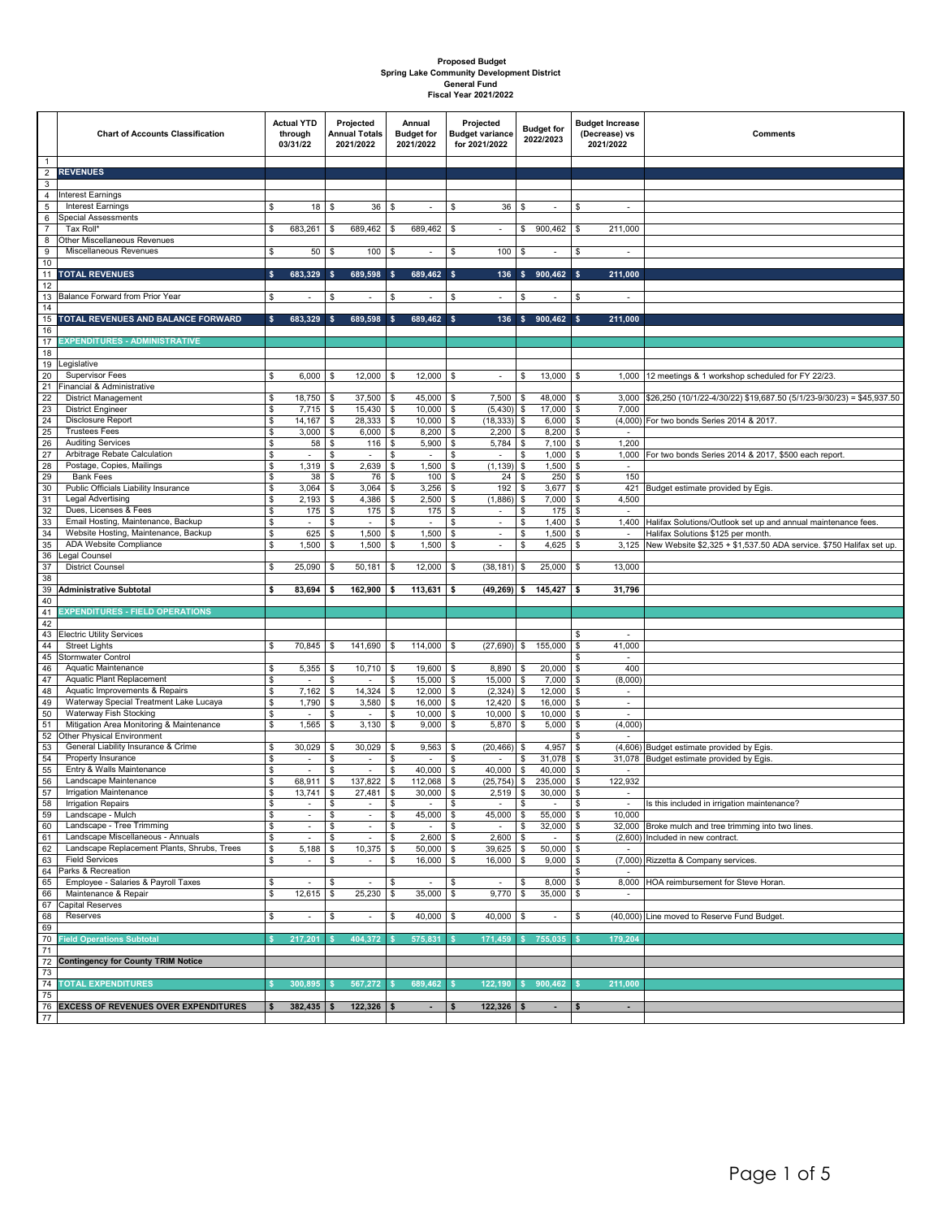# Proposed Budget
## Spring Lake Community Development District
### General Fund
### Fiscal Year 2021/2022

| | Chart of Accounts Classification | Actual YTD through 03/31/22 | Projected Annual Totals 2021/2022 | Annual Budget for 2021/2022 | Projected Budget variance for 2021/2022 | Budget for 2022/2023 | Budget Increase (Decrease) vs 2021/2022 | Comments |
|---|---|---|---|---|---|---|---|---|
| 1 | | | | | | | | |
| 2 | **REVENUES** | | | | | | | |
| 3 | | | | | | | | |
| 4 | Interest Earnings | | | | | | | |
| 5 | Interest Earnings | $ 18 | $ 36 | $ - | $ 36 | $ - | $ - | |
| 6 | Special Assessments | | | | | | | |
| 7 | Tax Roll* | $ 683,261 | $ 689,462 | $ 689,462 | $ - | $ 900,462 | $ 211,000 | |
| 8 | Other Miscellaneous Revenues | | | | | | | |
| 9 | Miscellaneous Revenues | $ 50 | $ 100 | $ - | $ 100 | $ - | $ - | |
| 10 | | | | | | | | |
| 11 | **TOTAL REVENUES** | **$ 683,329** | **$ 689,598** | **$ 689,462** | **$ 136** | **$ 900,462** | **$ 211,000** | |
| 12 | | | | | | | | |
| 13 | Balance Forward from Prior Year | $ - | $ - | $ - | $ - | $ - | $ - | |
| 14 | | | | | | | | |
| 15 | **TOTAL REVENUES AND BALANCE FORWARD** | **$ 683,329** | **$ 689,598** | **$ 689,462** | **$ 136** | **$ 900,462** | **$ 211,000** | |
| 16 | | | | | | | | |
| 17 | **EXPENDITURES - ADMINISTRATIVE** | | | | | | | |
| 18 | | | | | | | | |
| 19 | Legislative | | | | | | | |
| 20 | Supervisor Fees | $ 6,000 | $ 12,000 | $ 12,000 | $ - | $ 13,000 | $ 1,000 | 12 meetings & 1 workshop scheduled for FY 22/23. |
| 21 | Financial & Administrative | | | | | | | |
| 22 | District Management | $ 18,750 | $ 37,500 | $ 45,000 | $ 7,500 | $ 48,000 | $ 3,000 | $26,250 (10/1/22-4/30/22) $19,687.50 (5/1/23-9/30/23) = $45,937.50 |
| 23 | District Engineer | $ 7,715 | $ 15,430 | $ 10,000 | $ (5,430) | $ 17,000 | $ 7,000 | |
| 24 | Disclosure Report | $ 14,167 | $ 28,333 | $ 10,000 | $ (18,333) | $ 6,000 | $ (4,000) | For two bonds Series 2014 & 2017. |
| 25 | Trustees Fees | $ 3,000 | $ 6,000 | $ 8,200 | $ 2,200 | $ 8,200 | $ - | |
| 26 | Auditing Services | $ 58 | $ 116 | $ 5,900 | $ 5,784 | $ 7,100 | $ 1,200 | |
| 27 | Arbitrage Rebate Calculation | $ - | $ - | $ - | $ - | $ 1,000 | $ 1,000 | For two bonds Series 2014 & 2017, $500 each report. |
| 28 | Postage, Copies, Mailings | $ 1,319 | $ 2,639 | $ 1,500 | $ (1,139) | $ 1,500 | $ - | |
| 29 | Bank Fees | $ 38 | $ 76 | $ 100 | $ 24 | $ 250 | $ 150 | |
| 30 | Public Officials Liability Insurance | $ 3,064 | $ 3,064 | $ 3,256 | $ 192 | $ 3,677 | $ 421 | Budget estimate provided by Egis. |
| 31 | Legal Advertising | $ 2,193 | $ 4,386 | $ 2,500 | $ (1,886) | $ 7,000 | $ 4,500 | |
| 32 | Dues, Licenses & Fees | $ 175 | $ 175 | $ 175 | $ - | $ 175 | $ - | |
| 33 | Email Hosting, Maintenance, Backup | $ - | $ - | $ - | $ - | $ 1,400 | $ 1,400 | Halifax Solutions/Outlook set up and annual maintenance fees. |
| 34 | Website Hosting, Maintenance, Backup | $ 625 | $ 1,500 | $ 1,500 | $ - | $ 1,500 | $ - | Halifax Solutions $125 per month. |
| 35 | ADA Website Compliance | $ 1,500 | $ 1,500 | $ 1,500 | $ - | $ 4,625 | $ 3,125 | New Website $2,325 + $1,537.50 ADA service. $750 Halifax set up. |
| 36 | Legal Counsel | | | | | | | |
| 37 | District Counsel | $ 25,090 | $ 50,181 | $ 12,000 | $ (38,181) | $ 25,000 | $ 13,000 | |
| 38 | | | | | | | | |
| 39 | **Administrative Subtotal** | **$ 83,694** | **$ 162,900** | **$ 113,631** | **$ (49,269)** | **$ 145,427** | **$ 31,796** | |
| 40 | | | | | | | | |
| 41 | **EXPENDITURES - FIELD OPERATIONS** | | | | | | | |
| 42 | | | | | | | | |
| 43 | Electric Utility Services | | | | | | $ - | |
| 44 | Street Lights | $ 70,845 | $ 141,690 | $ 114,000 | $ (27,690) | $ 155,000 | $ 41,000 | |
| 45 | Stormwater Control | | | | | | $ - | |
| 46 | Aquatic Maintenance | $ 5,355 | $ 10,710 | $ 19,600 | $ 8,890 | $ 20,000 | $ 400 | |
| 47 | Aquatic Plant Replacement | $ - | $ - | $ 15,000 | $ 15,000 | $ 7,000 | $ (8,000) | |
| 48 | Aquatic Improvements & Repairs | $ 7,162 | $ 14,324 | $ 12,000 | $ (2,324) | $ 12,000 | $ - | |
| 49 | Waterway Special Treatment Lake Lucaya | $ 1,790 | $ 3,580 | $ 16,000 | $ 12,420 | $ 16,000 | $ - | |
| 50 | Waterway Fish Stocking | $ - | $ - | $ 10,000 | $ 10,000 | $ 10,000 | $ - | |
| 51 | Mitigation Area Monitoring & Maintenance | $ 1,565 | $ 3,130 | $ 9,000 | $ 5,870 | $ 5,000 | $ (4,000) | |
| 52 | Other Physical Environment | | | | | | $ - | |
| 53 | General Liability Insurance & Crime | $ 30,029 | $ 30,029 | $ 9,563 | $ (20,466) | $ 4,957 | $ (4,606) | Budget estimate provided by Egis. |
| 54 | Property Insurance | $ - | $ - | $ - | $ - | $ 31,078 | $ 31,078 | Budget estimate provided by Egis. |
| 55 | Entry & Walls Maintenance | $ - | $ - | $ 40,000 | $ 40,000 | $ 40,000 | $ - | |
| 56 | Landscape Maintenance | $ 68,911 | $ 137,822 | $ 112,068 | $ (25,754) | $ 235,000 | $ 122,932 | |
| 57 | Irrigation Maintenance | $ 13,741 | $ 27,481 | $ 30,000 | $ 2,519 | $ 30,000 | $ - | |
| 58 | Irrigation Repairs | $ - | $ - | $ - | $ - | $ - | $ - | Is this included in irrigation maintenance? |
| 59 | Landscape - Mulch | $ - | $ - | $ 45,000 | $ 45,000 | $ 55,000 | $ 10,000 | |
| 60 | Landscape - Tree Trimming | $ - | $ - | $ - | $ - | $ 32,000 | $ 32,000 | Broke mulch and tree trimming into two lines. |
| 61 | Landscape Miscellaneous - Annuals | $ - | $ - | $ 2,600 | $ 2,600 | $ - | $ (2,600) | Included in new contract. |
| 62 | Landscape Replacement Plants, Shrubs, Trees | $ 5,188 | $ 10,375 | $ 50,000 | $ 39,625 | $ 50,000 | $ - | |
| 63 | Field Services | $ - | $ - | $ 16,000 | $ 16,000 | $ 9,000 | $ (7,000) | Rizzetta & Company services. |
| 64 | Parks & Recreation | | | | | | $ - | |
| 65 | Employee - Salaries & Payroll Taxes | $ - | $ - | $ - | $ - | $ 8,000 | $ 8,000 | HOA reimbursement for Steve Horan. |
| 66 | Maintenance & Repair | $ 12,615 | $ 25,230 | $ 35,000 | $ 9,770 | $ 35,000 | $ - | |
| 67 | Capital Reserves | | | | | | | |
| 68 | Reserves | $ - | $ - | $ 40,000 | $ 40,000 | $ - | $ (40,000) | Line moved to Reserve Fund Budget. |
| 69 | | | | | | | | |
| 70 | **Field Operations Subtotal** | **$ 217,201** | **$ 404,372** | **$ 575,831** | **$ 171,459** | **$ 755,035** | **$ 179,204** | |
| 71 | | | | | | | | |
| 72 | **Contingency for County TRIM Notice** | | | | | | | |
| 73 | | | | | | | | |
| 74 | **TOTAL EXPENDITURES** | **$ 300,895** | **$ 567,272** | **$ 689,462** | **$ 122,190** | **$ 900,462** | **$ 211,000** | |
| 75 | | | | | | | | |
| 76 | **EXCESS OF REVENUES OVER EXPENDITURES** | **$ 382,435** | **$ 122,326** | **$ -** | **$ 122,326** | **$ -** | **$ -** | |
| 77 | | | | | | | | |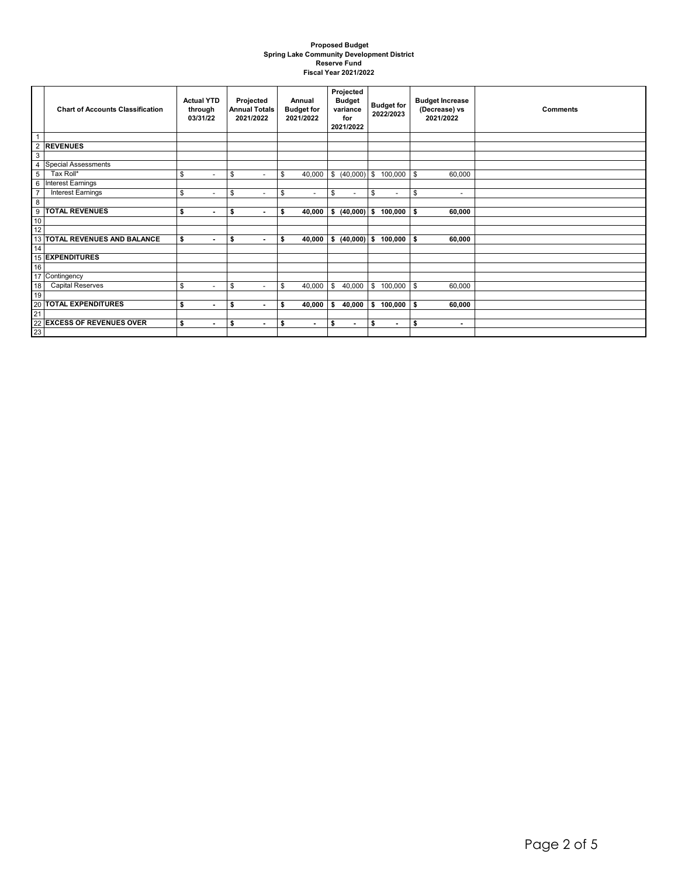**Proposed Budget**
**Spring Lake Community Development District**
**Reserve Fund**
**Fiscal Year 2021/2022**

| | Chart of Accounts Classification | Actual YTD through 03/31/22 | Projected Annual Totals 2021/2022 | Annual Budget for 2021/2022 | Projected Budget variance for 2021/2022 | Budget for 2022/2023 | Budget Increase (Decrease) vs 2021/2022 | Comments |
|---|---|---|---|---|---|---|---|---|
| 1 | | | | | | | | |
| 2 | **REVENUES** | | | | | | | |
| 3 | | | | | | | | |
| 4 | Special Assessments | | | | | | | |
| 5 | Tax Roll* | $ - | $ - | $ 40,000 | $ (40,000) | $ 100,000 | $ 60,000 | |
| 6 | Interest Earnings | | | | | | | |
| 7 | Interest Earnings | $ - | $ - | $ - | $ - | $ - | $ - | |
| 8 | | | | | | | | |
| 9 | **TOTAL REVENUES** | **$ -** | **$ -** | **$ 40,000** | **$ (40,000)** | **$ 100,000** | **$ 60,000** | |
| 10 | | | | | | | | |
| 12 | | | | | | | | |
| 13 | **TOTAL REVENUES AND BALANCE** | **$ -** | **$ -** | **$ 40,000** | **$ (40,000)** | **$ 100,000** | **$ 60,000** | |
| 14 | | | | | | | | |
| 15 | **EXPENDITURES** | | | | | | | |
| 16 | | | | | | | | |
| 17 | Contingency | | | | | | | |
| 18 | Capital Reserves | $ - | $ - | $ 40,000 | $ 40,000 | $ 100,000 | $ 60,000 | |
| 19 | | | | | | | | |
| 20 | **TOTAL EXPENDITURES** | **$ -** | **$ -** | **$ 40,000** | **$ 40,000** | **$ 100,000** | **$ 60,000** | |
| 21 | | | | | | | | |
| 22 | **EXCESS OF REVENUES OVER** | **$ -** | **$ -** | **$ -** | **$ -** | **$ -** | **$ -** | |
| 23 | | | | | | | | |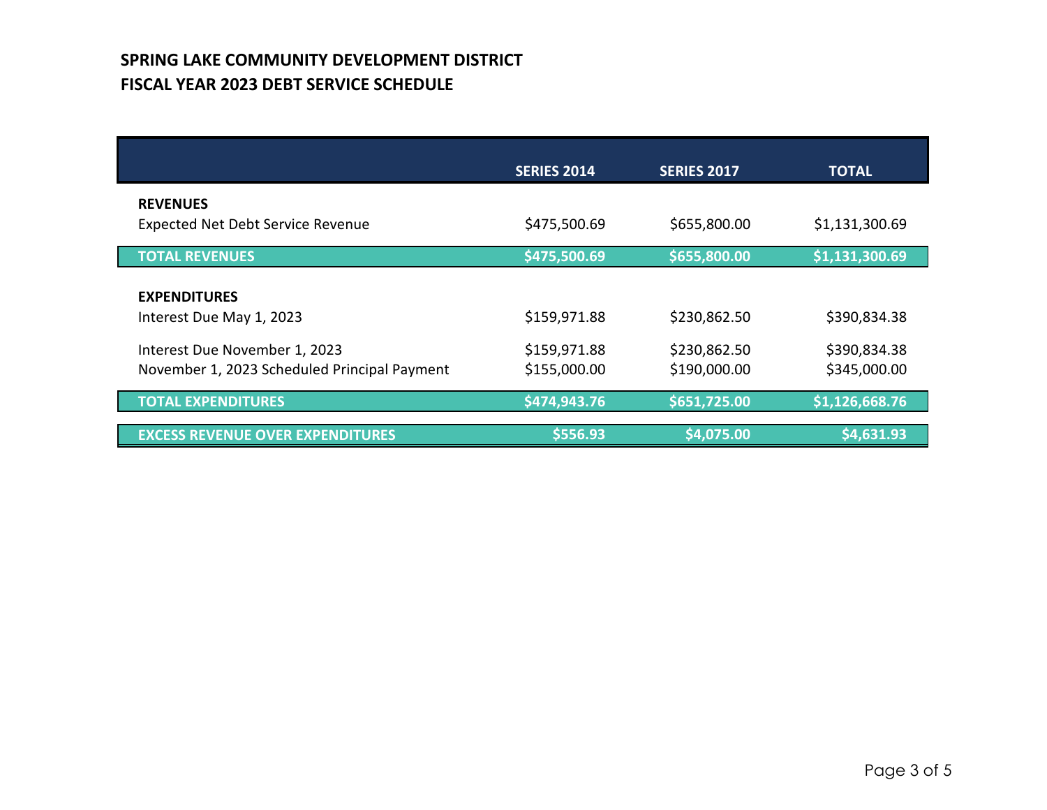# SPRING LAKE COMMUNITY DEVELOPMENT DISTRICT
## FISCAL YEAR 2023 DEBT SERVICE SCHEDULE

| | SERIES 2014 | SERIES 2017 | TOTAL |
|---|---|---|---|
| **REVENUES** | | | |
| Expected Net Debt Service Revenue | $475,500.69 | $655,800.00 | $1,131,300.69 |
| **TOTAL REVENUES** | **$475,500.69** | **$655,800.00** | **$1,131,300.69** |
| **EXPENDITURES** | | | |
| Interest Due May 1, 2023 | $159,971.88 | $230,862.50 | $390,834.38 |
| Interest Due November 1, 2023 | $159,971.88 | $230,862.50 | $390,834.38 |
| November 1, 2023 Scheduled Principal Payment | $155,000.00 | $190,000.00 | $345,000.00 |
| **TOTAL EXPENDITURES** | **$474,943.76** | **$651,725.00** | **$1,126,668.76** |
| **EXCESS REVENUE OVER EXPENDITURES** | **$556.93** | **$4,075.00** | **$4,631.93** |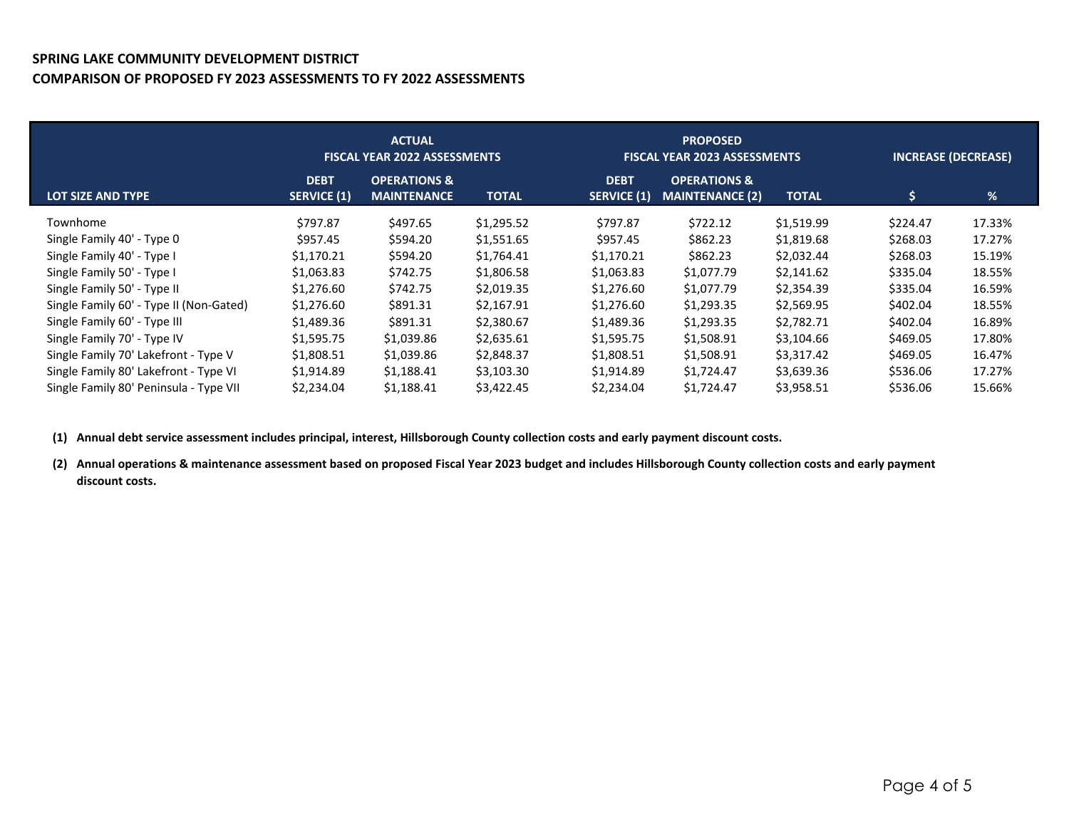**SPRING LAKE COMMUNITY DEVELOPMENT DISTRICT**
**COMPARISON OF PROPOSED FY 2023 ASSESSMENTS TO FY 2022 ASSESSMENTS**

| | ACTUAL FISCAL YEAR 2022 ASSESSMENTS | | | PROPOSED FISCAL YEAR 2023 ASSESSMENTS | | | INCREASE (DECREASE) | |
|---|---|---|---|---|---|---|---|---|
| LOT SIZE AND TYPE | DEBT SERVICE (1) | OPERATIONS & MAINTENANCE | TOTAL | DEBT SERVICE (1) | OPERATIONS & MAINTENANCE (2) | TOTAL | $ | % |
| Townhome | $797.87 | $497.65 | $1,295.52 | $797.87 | $722.12 | $1,519.99 | $224.47 | 17.33% |
| Single Family 40' - Type 0 | $957.45 | $594.20 | $1,551.65 | $957.45 | $862.23 | $1,819.68 | $268.03 | 17.27% |
| Single Family 40' - Type I | $1,170.21 | $594.20 | $1,764.41 | $1,170.21 | $862.23 | $2,032.44 | $268.03 | 15.19% |
| Single Family 50' - Type I | $1,063.83 | $742.75 | $1,806.58 | $1,063.83 | $1,077.79 | $2,141.62 | $335.04 | 18.55% |
| Single Family 50' - Type II | $1,276.60 | $742.75 | $2,019.35 | $1,276.60 | $1,077.79 | $2,354.39 | $335.04 | 16.59% |
| Single Family 60' - Type II (Non-Gated) | $1,276.60 | $891.31 | $2,167.91 | $1,276.60 | $1,293.35 | $2,569.95 | $402.04 | 18.55% |
| Single Family 60' - Type III | $1,489.36 | $891.31 | $2,380.67 | $1,489.36 | $1,293.35 | $2,782.71 | $402.04 | 16.89% |
| Single Family 70' - Type IV | $1,595.75 | $1,039.86 | $2,635.61 | $1,595.75 | $1,508.91 | $3,104.66 | $469.05 | 17.80% |
| Single Family 70' Lakefront - Type V | $1,808.51 | $1,039.86 | $2,848.37 | $1,808.51 | $1,508.91 | $3,317.42 | $469.05 | 16.47% |
| Single Family 80' Lakefront - Type VI | $1,914.89 | $1,188.41 | $3,103.30 | $1,914.89 | $1,724.47 | $3,639.36 | $536.06 | 17.27% |
| Single Family 80' Peninsula - Type VII | $2,234.04 | $1,188.41 | $3,422.45 | $2,234.04 | $1,724.47 | $3,958.51 | $536.06 | 15.66% |

**(1) Annual debt service assessment includes principal, interest, Hillsborough County collection costs and early payment discount costs.**

**(2) Annual operations & maintenance assessment based on proposed Fiscal Year 2023 budget and includes Hillsborough County collection costs and early payment discount costs.**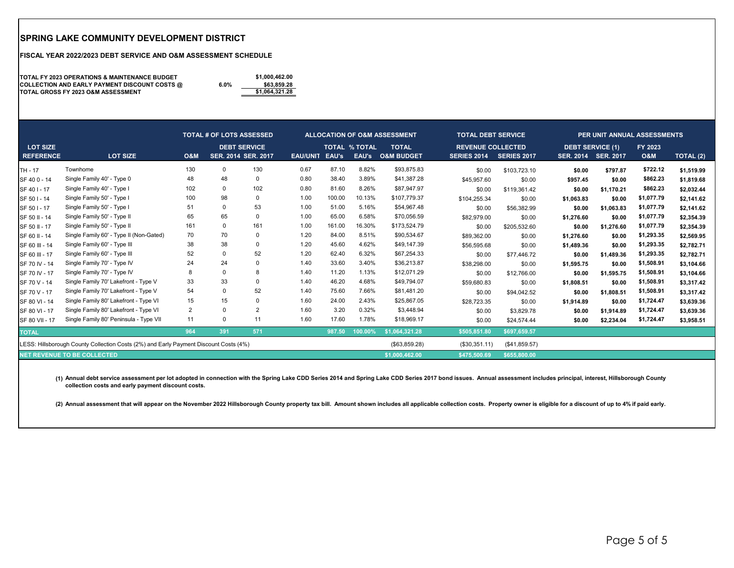## SPRING LAKE COMMUNITY DEVELOPMENT DISTRICT

### FISCAL YEAR 2022/2023 DEBT SERVICE AND O&M ASSESSMENT SCHEDULE

| | | |
|---|---|---|
| TOTAL FY 2023 OPERATIONS & MAINTENANCE BUDGET | | $1,000,462.00 |
| COLLECTION AND EARLY PAYMENT DISCOUNT COSTS @ | 6.0% | $63,859.28 |
| TOTAL GROSS FY 2023 O&M ASSESSMENT | | $1,064,321.28 |

| LOT SIZE REFERENCE | LOT SIZE | TOTAL # OF LOTS ASSESSED O&M | DEBT SERVICE SER. 2014 | DEBT SERVICE SER. 2017 | ALLOCATION OF O&M ASSESSMENT EAU/UNIT | TOTAL EAU's | % TOTAL EAU's | TOTAL O&M BUDGET | TOTAL DEBT SERVICE REVENUE COLLECTED SERIES 2014 | SERIES 2017 | PER UNIT ANNUAL ASSESSMENTS DEBT SERVICE (1) SER. 2014 | SER. 2017 | FY 2023 O&M | TOTAL (2) |
|---|---|---|---|---|---|---|---|---|---|---|---|---|---|---|
| TH - 17 | Townhome | 130 | 0 | 130 | 0.67 | 87.10 | 8.82% | $93,875.83 | $0.00 | $103,723.10 | $0.00 | $797.87 | $722.12 | $1,519.99 |
| SF 40 0 - 14 | Single Family 40' - Type 0 | 48 | 48 | 0 | 0.80 | 38.40 | 3.89% | $41,387.28 | $45,957.60 | $0.00 | $957.45 | $0.00 | $862.23 | $1,819.68 |
| SF 40 I - 17 | Single Family 40' - Type I | 102 | 0 | 102 | 0.80 | 81.60 | 8.26% | $87,947.97 | $0.00 | $119,361.42 | $0.00 | $1,170.21 | $862.23 | $2,032.44 |
| SF 50 I - 14 | Single Family 50' - Type I | 100 | 98 | 0 | 1.00 | 100.00 | 10.13% | $107,779.37 | $104,255.34 | $0.00 | $1,063.83 | $0.00 | $1,077.79 | $2,141.62 |
| SF 50 I - 17 | Single Family 50' - Type I | 51 | 0 | 53 | 1.00 | 51.00 | 5.16% | $54,967.48 | $0.00 | $56,382.99 | $0.00 | $1,063.83 | $1,077.79 | $2,141.62 |
| SF 50 II - 14 | Single Family 50' - Type II | 65 | 65 | 0 | 1.00 | 65.00 | 6.58% | $70,056.59 | $82,979.00 | $0.00 | $1,276.60 | $0.00 | $1,077.79 | $2,354.39 |
| SF 50 II - 17 | Single Family 50' - Type II | 161 | 0 | 161 | 1.00 | 161.00 | 16.30% | $173,524.79 | $0.00 | $205,532.60 | $0.00 | $1,276.60 | $1,077.79 | $2,354.39 |
| SF 60 II - 14 | Single Family 60' - Type II (Non-Gated) | 70 | 70 | 0 | 1.20 | 84.00 | 8.51% | $90,534.67 | $89,362.00 | $0.00 | $1,276.60 | $0.00 | $1,293.35 | $2,569.95 |
| SF 60 III - 14 | Single Family 60' - Type III | 38 | 38 | 0 | 1.20 | 45.60 | 4.62% | $49,147.39 | $56,595.68 | $0.00 | $1,489.36 | $0.00 | $1,293.35 | $2,782.71 |
| SF 60 III - 17 | Single Family 60' - Type III | 52 | 0 | 52 | 1.20 | 62.40 | 6.32% | $67,254.33 | $0.00 | $77,446.72 | $0.00 | $1,489.36 | $1,293.35 | $2,782.71 |
| SF 70 IV - 14 | Single Family 70' - Type IV | 24 | 24 | 0 | 1.40 | 33.60 | 3.40% | $36,213.87 | $38,298.00 | $0.00 | $1,595.75 | $0.00 | $1,508.91 | $3,104.66 |
| SF 70 IV - 17 | Single Family 70' - Type IV | 8 | 0 | 8 | 1.40 | 11.20 | 1.13% | $12,071.29 | $0.00 | $12,766.00 | $0.00 | $1,595.75 | $1,508.91 | $3,104.66 |
| SF 70 V - 14 | Single Family 70' Lakefront - Type V | 33 | 33 | 0 | 1.40 | 46.20 | 4.68% | $49,794.07 | $59,680.83 | $0.00 | $1,808.51 | $0.00 | $1,508.91 | $3,317.42 |
| SF 70 V - 17 | Single Family 70' Lakefront - Type V | 54 | 0 | 52 | 1.40 | 75.60 | 7.66% | $81,481.20 | $0.00 | $94,042.52 | $0.00 | $1,808.51 | $1,508.91 | $3,317.42 |
| SF 80 VI - 14 | Single Family 80' Lakefront - Type VI | 15 | 15 | 0 | 1.60 | 24.00 | 2.43% | $25,867.05 | $28,723.35 | $0.00 | $1,914.89 | $0.00 | $1,724.47 | $3,639.36 |
| SF 80 VI - 17 | Single Family 80' Lakefront - Type VI | 2 | 0 | 2 | 1.60 | 3.20 | 0.32% | $3,448.94 | $0.00 | $3,829.78 | $0.00 | $1,914.89 | $1,724.47 | $3,639.36 |
| SF 80 VII - 17 | Single Family 80' Peninsula - Type VII | 11 | 0 | 11 | 1.60 | 17.60 | 1.78% | $18,969.17 | $0.00 | $24,574.44 | $0.00 | $2,234.04 | $1,724.47 | $3,958.51 |
| **TOTAL** | | **964** | **391** | **571** | | **987.50** | **100.00%** | **$1,064,321.28** | **$505,851.80** | **$697,659.57** | | | | |
| LESS: Hillsborough County Collection Costs (2%) and Early Payment Discount Costs (4%) | | | | | | | | ($63,859.28) | ($30,351.11) | ($41,859.57) | | | | |
| **NET REVENUE TO BE COLLECTED** | | | | | | | | **$1,000,462.00** | **$475,500.69** | **$655,800.00** | | | | |

**(1) Annual debt service assessment per lot adopted in connection with the Spring Lake CDD Series 2014 and Spring Lake CDD Series 2017 bond issues. Annual assessment includes principal, interest, Hillsborough County collection costs and early payment discount costs.**

**(2) Annual assessment that will appear on the November 2022 Hillsborough County property tax bill. Amount shown includes all applicable collection costs. Property owner is eligible for a discount of up to 4% if paid early.**